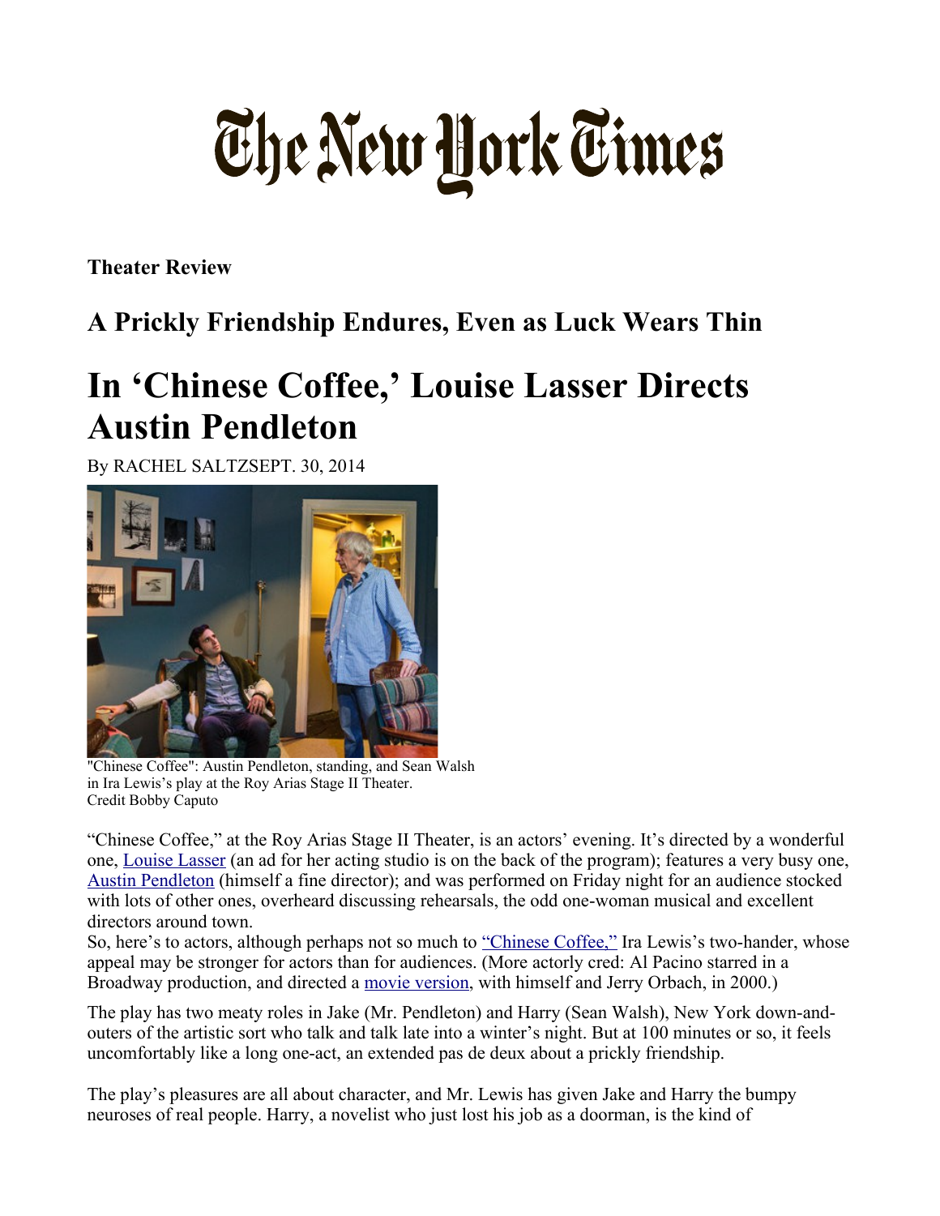# The New York Times

**Theater Review**

## A Prickly Friendship Endures, Even as Luck Wears Thin

# In 'Chinese Coffee,' Louise Lasser Directs Austin Pendleton

By RACHEL SALTZSEPT. 30, 2014

"Chinese Coffee": Austin Pendleton, standing, and Sean Walsh in Ira Lewis's play at the Roy Arias Stage II Theater.
Credit Bobby Caputo

"Chinese Coffee," at the Roy Arias Stage II Theater, is an actors' evening. It's directed by a wonderful one, Louise Lasser (an ad for her acting studio is on the back of the program); features a very busy one, Austin Pendleton (himself a fine director); and was performed on Friday night for an audience stocked with lots of other ones, overheard discussing rehearsals, the odd one-woman musical and excellent directors around town.

So, here's to actors, although perhaps not so much to "Chinese Coffee," Ira Lewis's two-hander, whose appeal may be stronger for actors than for audiences. (More actorly cred: Al Pacino starred in a Broadway production, and directed a movie version, with himself and Jerry Orbach, in 2000.)

The play has two meaty roles in Jake (Mr. Pendleton) and Harry (Sean Walsh), New York down-and-outers of the artistic sort who talk and talk late into a winter's night. But at 100 minutes or so, it feels uncomfortably like a long one-act, an extended pas de deux about a prickly friendship.

The play's pleasures are all about character, and Mr. Lewis has given Jake and Harry the bumpy neuroses of real people. Harry, a novelist who just lost his job as a doorman, is the kind of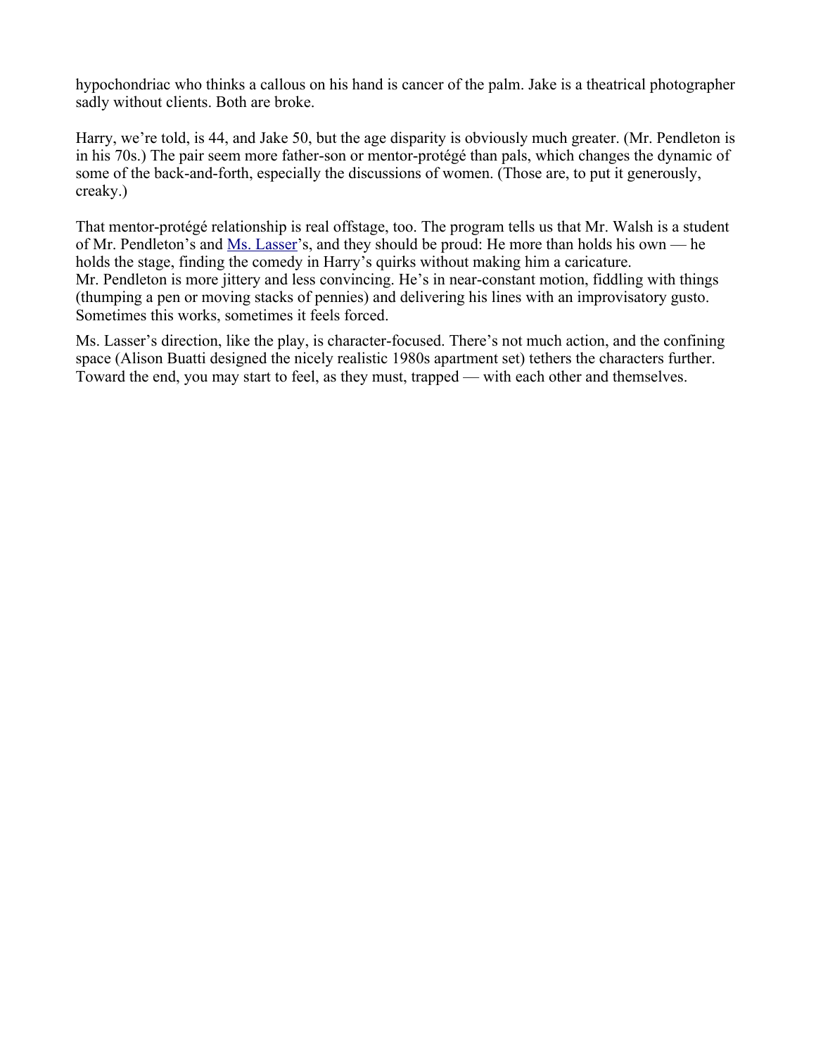hypochondriac who thinks a callous on his hand is cancer of the palm. Jake is a theatrical photographer sadly without clients. Both are broke.

Harry, we're told, is 44, and Jake 50, but the age disparity is obviously much greater. (Mr. Pendleton is in his 70s.) The pair seem more father-son or mentor-protégé than pals, which changes the dynamic of some of the back-and-forth, especially the discussions of women. (Those are, to put it generously, creaky.)

That mentor-protégé relationship is real offstage, too. The program tells us that Mr. Walsh is a student of Mr. Pendleton's and Ms. Lasser's, and they should be proud: He more than holds his own — he holds the stage, finding the comedy in Harry's quirks without making him a caricature.
Mr. Pendleton is more jittery and less convincing. He's in near-constant motion, fiddling with things (thumping a pen or moving stacks of pennies) and delivering his lines with an improvisatory gusto. Sometimes this works, sometimes it feels forced.

Ms. Lasser's direction, like the play, is character-focused. There's not much action, and the confining space (Alison Buatti designed the nicely realistic 1980s apartment set) tethers the characters further. Toward the end, you may start to feel, as they must, trapped — with each other and themselves.